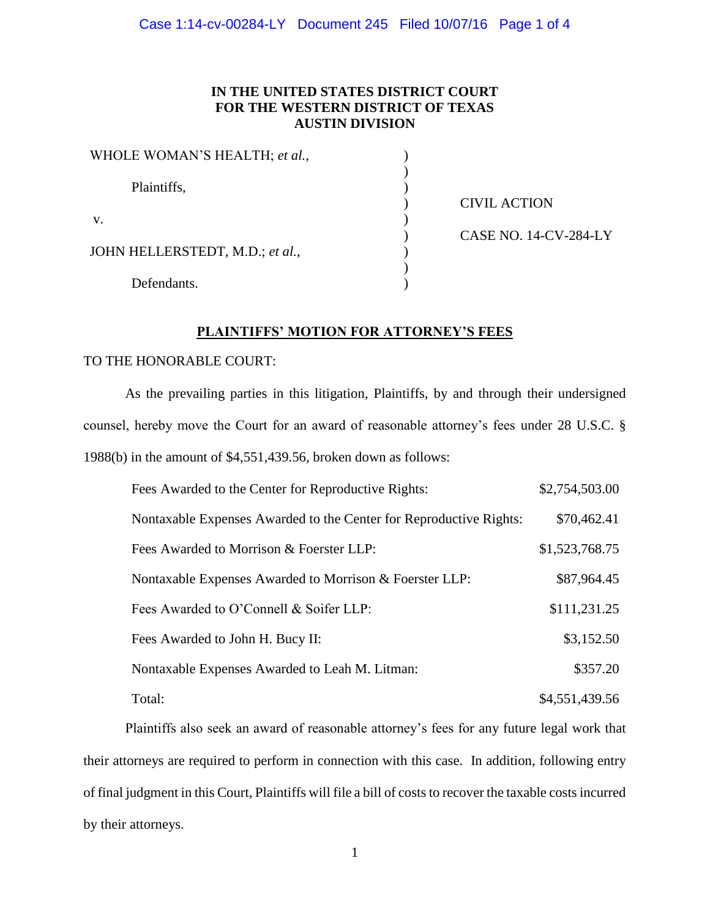**IN THE UNITED STATES DISTRICT COURT
FOR THE WESTERN DISTRICT OF TEXAS
AUSTIN DIVISION**

| | | |
|---|---|---|
| WHOLE WOMAN'S HEALTH; *et al.*, | ) | |
| | ) | |
| Plaintiffs, | ) | |
| | ) | CIVIL ACTION |
| v. | ) | |
| | ) | CASE NO. 14-CV-284-LY |
| JOHN HELLERSTEDT, M.D.; *et al.*, | ) | |
| | ) | |
| Defendants. | ) | |

**PLAINTIFFS' MOTION FOR ATTORNEY'S FEES**

TO THE HONORABLE COURT:

As the prevailing parties in this litigation, Plaintiffs, by and through their undersigned counsel, hereby move the Court for an award of reasonable attorney's fees under 28 U.S.C. § 1988(b) in the amount of $4,551,439.56, broken down as follows:

| | |
|---|---|
| Fees Awarded to the Center for Reproductive Rights: | $2,754,503.00 |
| Nontaxable Expenses Awarded to the Center for Reproductive Rights: | $70,462.41 |
| Fees Awarded to Morrison & Foerster LLP: | $1,523,768.75 |
| Nontaxable Expenses Awarded to Morrison & Foerster LLP: | $87,964.45 |
| Fees Awarded to O'Connell & Soifer LLP: | $111,231.25 |
| Fees Awarded to John H. Bucy II: | $3,152.50 |
| Nontaxable Expenses Awarded to Leah M. Litman: | $357.20 |
| Total: | $4,551,439.56 |

Plaintiffs also seek an award of reasonable attorney's fees for any future legal work that their attorneys are required to perform in connection with this case. In addition, following entry of final judgment in this Court, Plaintiffs will file a bill of costs to recover the taxable costs incurred by their attorneys.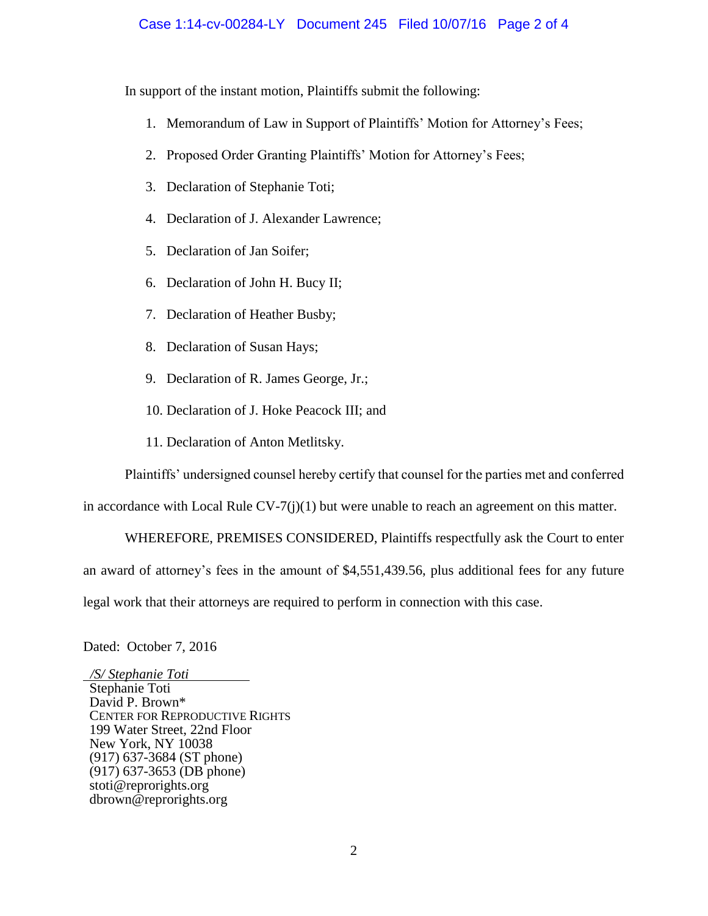In support of the instant motion, Plaintiffs submit the following:

1. Memorandum of Law in Support of Plaintiffs' Motion for Attorney's Fees;
2. Proposed Order Granting Plaintiffs' Motion for Attorney's Fees;
3. Declaration of Stephanie Toti;
4. Declaration of J. Alexander Lawrence;
5. Declaration of Jan Soifer;
6. Declaration of John H. Bucy II;
7. Declaration of Heather Busby;
8. Declaration of Susan Hays;
9. Declaration of R. James George, Jr.;
10. Declaration of J. Hoke Peacock III; and
11. Declaration of Anton Metlitsky.

Plaintiffs' undersigned counsel hereby certify that counsel for the parties met and conferred in accordance with Local Rule CV-7(j)(1) but were unable to reach an agreement on this matter.

WHEREFORE, PREMISES CONSIDERED, Plaintiffs respectfully ask the Court to enter an award of attorney's fees in the amount of $4,551,439.56, plus additional fees for any future legal work that their attorneys are required to perform in connection with this case.

Dated: October 7, 2016

*/S/ Stephanie Toti*
Stephanie Toti
David P. Brown*
CENTER FOR REPRODUCTIVE RIGHTS
199 Water Street, 22nd Floor
New York, NY 10038
(917) 637-3684 (ST phone)
(917) 637-3653 (DB phone)
stoti@reprorights.org
dbrown@reprorights.org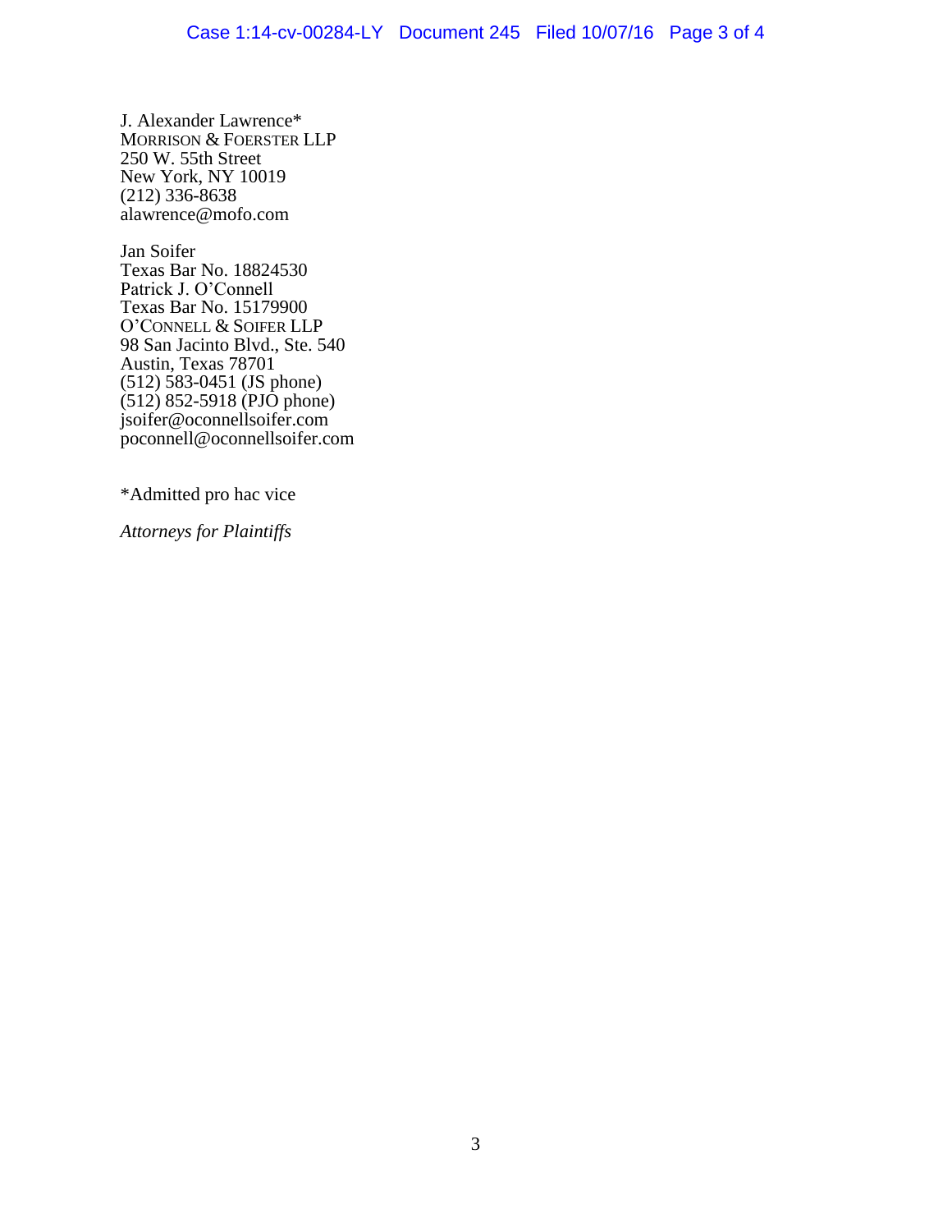J. Alexander Lawrence*
MORRISON & FOERSTER LLP
250 W. 55th Street
New York, NY 10019
(212) 336-8638
alawrence@mofo.com

Jan Soifer
Texas Bar No. 18824530
Patrick J. O'Connell
Texas Bar No. 15179900
O'CONNELL & SOIFER LLP
98 San Jacinto Blvd., Ste. 540
Austin, Texas 78701
(512) 583-0451 (JS phone)
(512) 852-5918 (PJO phone)
jsoifer@oconnellsoifer.com
poconnell@oconnellsoifer.com

*Admitted pro hac vice

*Attorneys for Plaintiffs*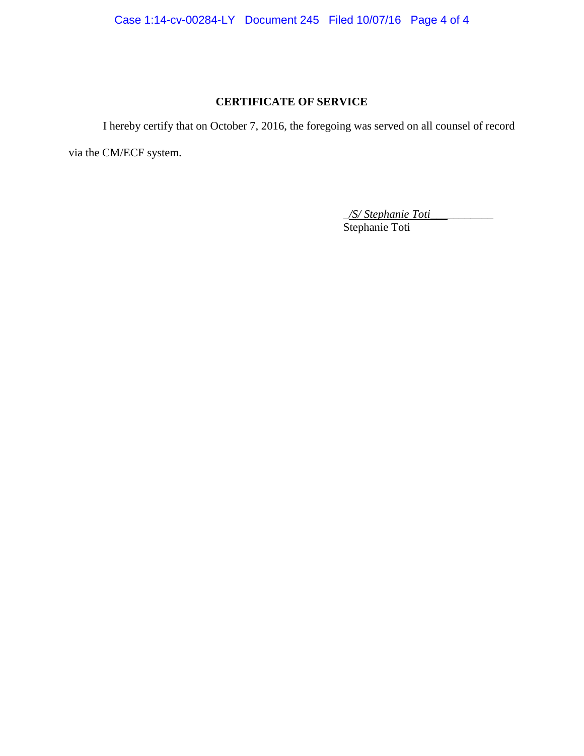## CERTIFICATE OF SERVICE

I hereby certify that on October 7, 2016, the foregoing was served on all counsel of record via the CM/ECF system.

*/S/ Stephanie Toti*
Stephanie Toti